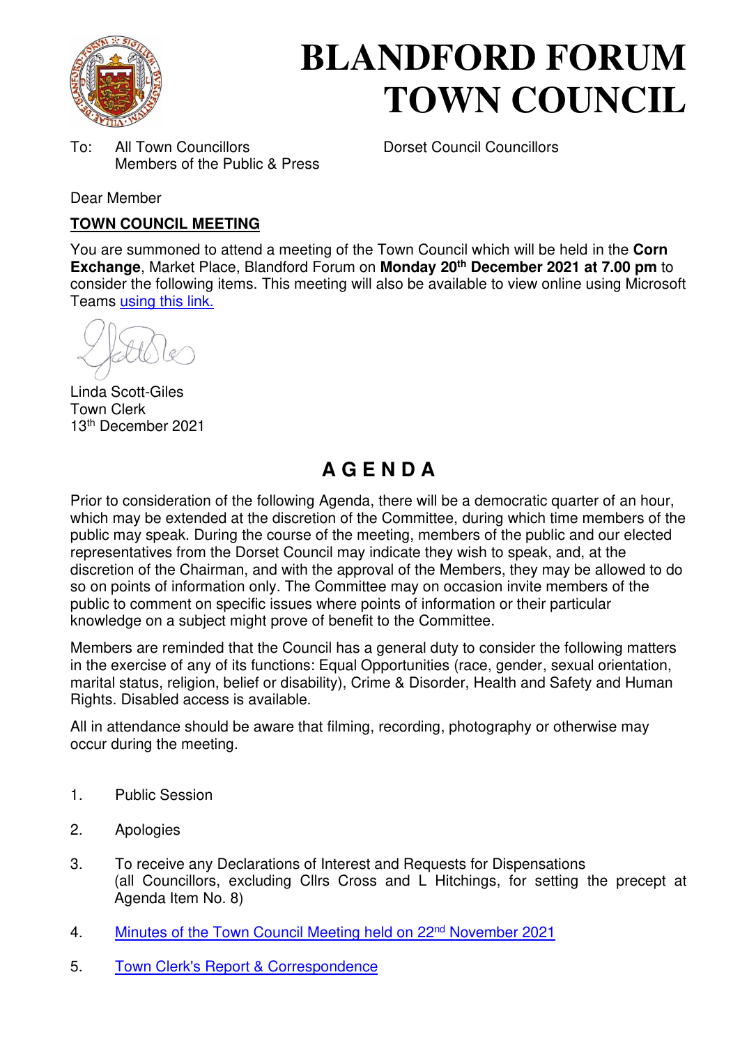# BLANDFORD FORUM TOWN COUNCIL

To: All Town Councillors
Members of the Public & Press

Dorset Council Councillors

Dear Member

**TOWN COUNCIL MEETING**

You are summoned to attend a meeting of the Town Council which will be held in the **Corn Exchange**, Market Place, Blandford Forum on **Monday 20th December 2021 at 7.00 pm** to consider the following items. This meeting will also be available to view online using Microsoft Teams using this link.

Linda Scott-Giles
Town Clerk
13th December 2021

## AGENDA

Prior to consideration of the following Agenda, there will be a democratic quarter of an hour, which may be extended at the discretion of the Committee, during which time members of the public may speak. During the course of the meeting, members of the public and our elected representatives from the Dorset Council may indicate they wish to speak, and, at the discretion of the Chairman, and with the approval of the Members, they may be allowed to do so on points of information only. The Committee may on occasion invite members of the public to comment on specific issues where points of information or their particular knowledge on a subject might prove of benefit to the Committee.

Members are reminded that the Council has a general duty to consider the following matters in the exercise of any of its functions: Equal Opportunities (race, gender, sexual orientation, marital status, religion, belief or disability), Crime & Disorder, Health and Safety and Human Rights. Disabled access is available.

All in attendance should be aware that filming, recording, photography or otherwise may occur during the meeting.

1. Public Session
2. Apologies
3. To receive any Declarations of Interest and Requests for Dispensations (all Councillors, excluding Cllrs Cross and L Hitchings, for setting the precept at Agenda Item No. 8)
4. Minutes of the Town Council Meeting held on 22nd November 2021
5. Town Clerk's Report & Correspondence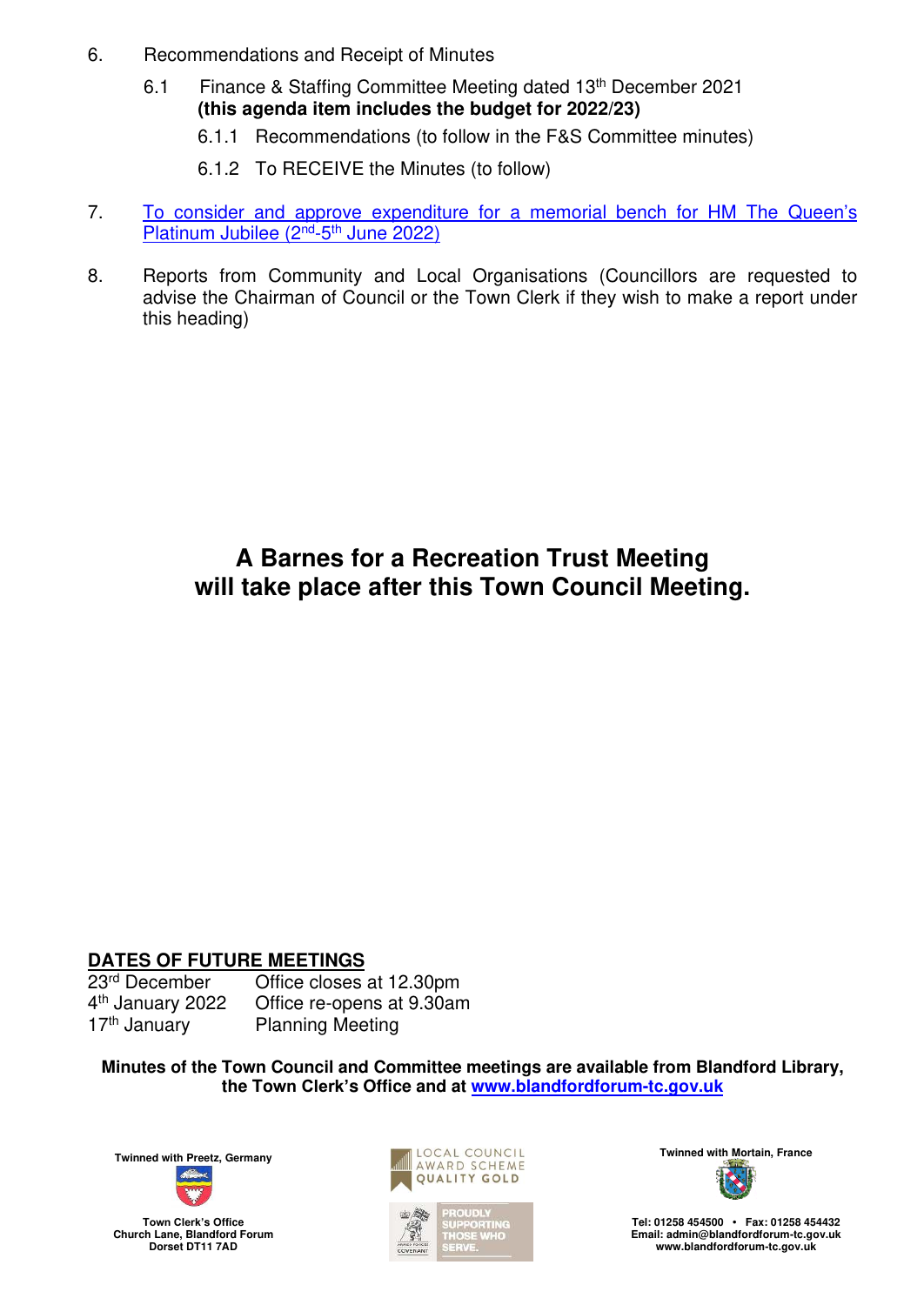6. Recommendations and Receipt of Minutes

   6.1 Finance & Staffing Committee Meeting dated 13th December 2021 **(this agenda item includes the budget for 2022/23)**

      6.1.1 Recommendations (to follow in the F&S Committee minutes)

      6.1.2 To RECEIVE the Minutes (to follow)

7. To consider and approve expenditure for a memorial bench for HM The Queen's Platinum Jubilee (2nd-5th June 2022)

8. Reports from Community and Local Organisations (Councillors are requested to advise the Chairman of Council or the Town Clerk if they wish to make a report under this heading)

## A Barnes for a Recreation Trust Meeting will take place after this Town Council Meeting.

**DATES OF FUTURE MEETINGS**

| | |
|---|---|
| 23rd December | Office closes at 12.30pm |
| 4th January 2022 | Office re-opens at 9.30am |
| 17th January | Planning Meeting |

**Minutes of the Town Council and Committee meetings are available from Blandford Library, the Town Clerk's Office and at www.blandfordforum-tc.gov.uk**

Twinned with Preetz, Germany

Town Clerk's Office
Church Lane, Blandford Forum
Dorset DT11 7AD

LOCAL COUNCIL AWARD SCHEME QUALITY GOLD

PROUDLY SUPPORTING THOSE WHO SERVE.

Twinned with Mortain, France

Tel: 01258 454500 • Fax: 01258 454432
Email: admin@blandfordforum-tc.gov.uk
www.blandfordforum-tc.gov.uk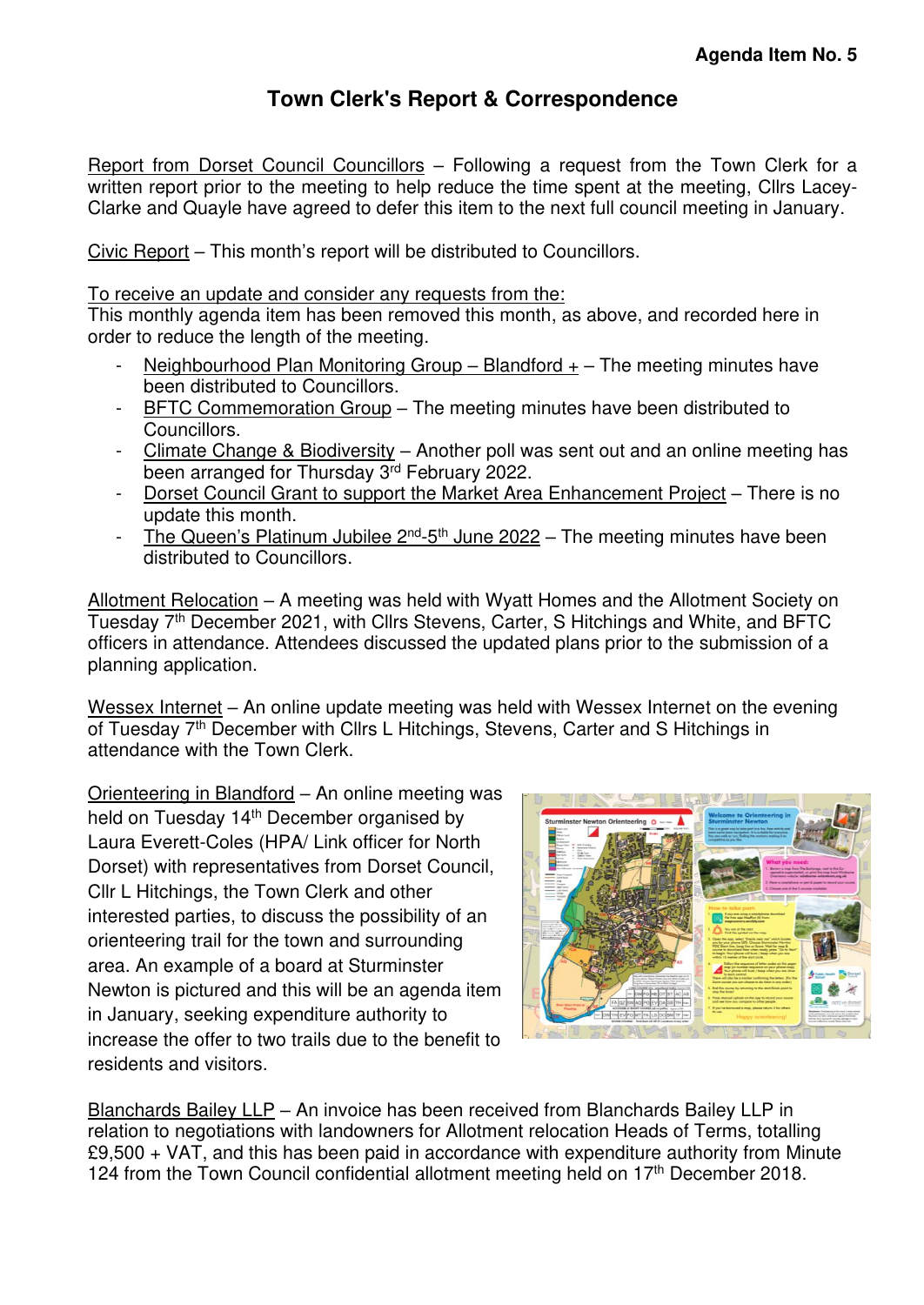**Agenda Item No. 5**

# Town Clerk's Report & Correspondence

Report from Dorset Council Councillors – Following a request from the Town Clerk for a written report prior to the meeting to help reduce the time spent at the meeting, Cllrs Lacey-Clarke and Quayle have agreed to defer this item to the next full council meeting in January.

Civic Report – This month's report will be distributed to Councillors.

To receive an update and consider any requests from the:
This monthly agenda item has been removed this month, as above, and recorded here in order to reduce the length of the meeting.

- Neighbourhood Plan Monitoring Group – Blandford + – The meeting minutes have been distributed to Councillors.
- BFTC Commemoration Group – The meeting minutes have been distributed to Councillors.
- Climate Change & Biodiversity – Another poll was sent out and an online meeting has been arranged for Thursday 3rd February 2022.
- Dorset Council Grant to support the Market Area Enhancement Project – There is no update this month.
- The Queen's Platinum Jubilee 2nd-5th June 2022 – The meeting minutes have been distributed to Councillors.

Allotment Relocation – A meeting was held with Wyatt Homes and the Allotment Society on Tuesday 7th December 2021, with Cllrs Stevens, Carter, S Hitchings and White, and BFTC officers in attendance. Attendees discussed the updated plans prior to the submission of a planning application.

Wessex Internet – An online update meeting was held with Wessex Internet on the evening of Tuesday 7th December with Cllrs L Hitchings, Stevens, Carter and S Hitchings in attendance with the Town Clerk.

Orienteering in Blandford – An online meeting was held on Tuesday 14th December organised by Laura Everett-Coles (HPA/ Link officer for North Dorset) with representatives from Dorset Council, Cllr L Hitchings, the Town Clerk and other interested parties, to discuss the possibility of an orienteering trail for the town and surrounding area. An example of a board at Sturminster Newton is pictured and this will be an agenda item in January, seeking expenditure authority to increase the offer to two trails due to the benefit to residents and visitors.

Blanchards Bailey LLP – An invoice has been received from Blanchards Bailey LLP in relation to negotiations with landowners for Allotment relocation Heads of Terms, totalling £9,500 + VAT, and this has been paid in accordance with expenditure authority from Minute 124 from the Town Council confidential allotment meeting held on 17th December 2018.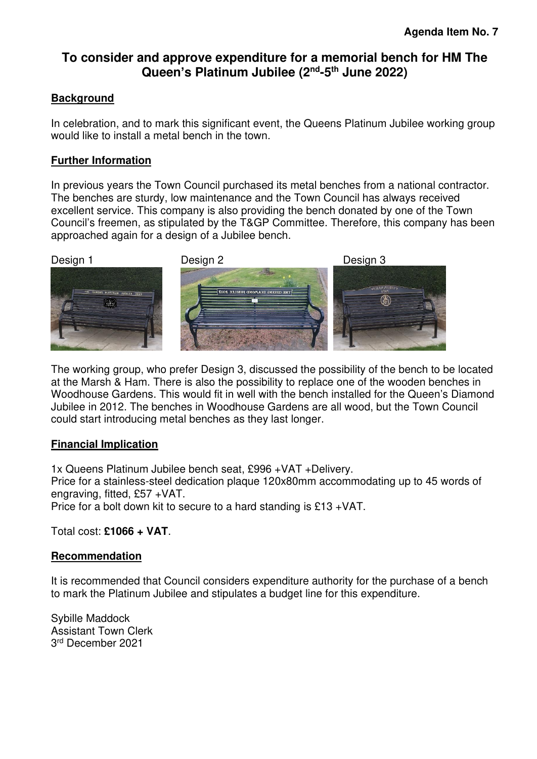**Agenda Item No. 7**

## To consider and approve expenditure for a memorial bench for HM The Queen's Platinum Jubilee (2nd-5th June 2022)

### Background

In celebration, and to mark this significant event, the Queens Platinum Jubilee working group would like to install a metal bench in the town.

### Further Information

In previous years the Town Council purchased its metal benches from a national contractor. The benches are sturdy, low maintenance and the Town Council has always received excellent service. This company is also providing the bench donated by one of the Town Council's freemen, as stipulated by the T&GP Committee. Therefore, this company has been approached again for a design of a Jubilee bench.

Design 1

Design 2

Design 3

The working group, who prefer Design 3, discussed the possibility of the bench to be located at the Marsh & Ham. There is also the possibility to replace one of the wooden benches in Woodhouse Gardens. This would fit in well with the bench installed for the Queen's Diamond Jubilee in 2012. The benches in Woodhouse Gardens are all wood, but the Town Council could start introducing metal benches as they last longer.

### Financial Implication

1x Queens Platinum Jubilee bench seat, £996 +VAT +Delivery.
Price for a stainless-steel dedication plaque 120x80mm accommodating up to 45 words of engraving, fitted, £57 +VAT.
Price for a bolt down kit to secure to a hard standing is £13 +VAT.

Total cost: **£1066 + VAT**.

### Recommendation

It is recommended that Council considers expenditure authority for the purchase of a bench to mark the Platinum Jubilee and stipulates a budget line for this expenditure.

Sybille Maddock
Assistant Town Clerk
3rd December 2021